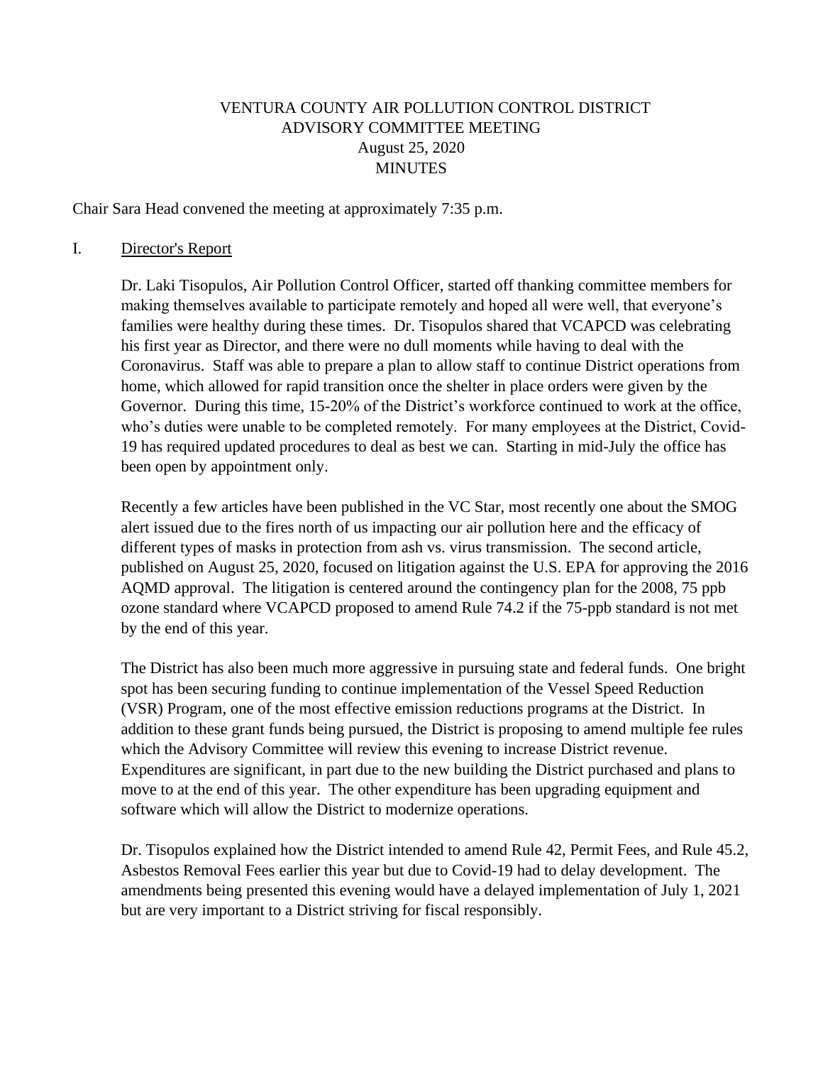# VENTURA COUNTY AIR POLLUTION CONTROL DISTRICT
## ADVISORY COMMITTEE MEETING
### August 25, 2020
### MINUTES

Chair Sara Head convened the meeting at approximately 7:35 p.m.

I. Director's Report

Dr. Laki Tisopulos, Air Pollution Control Officer, started off thanking committee members for making themselves available to participate remotely and hoped all were well, that everyone's families were healthy during these times. Dr. Tisopulos shared that VCAPCD was celebrating his first year as Director, and there were no dull moments while having to deal with the Coronavirus. Staff was able to prepare a plan to allow staff to continue District operations from home, which allowed for rapid transition once the shelter in place orders were given by the Governor. During this time, 15-20% of the District's workforce continued to work at the office, who's duties were unable to be completed remotely. For many employees at the District, Covid-19 has required updated procedures to deal as best we can. Starting in mid-July the office has been open by appointment only.

Recently a few articles have been published in the VC Star, most recently one about the SMOG alert issued due to the fires north of us impacting our air pollution here and the efficacy of different types of masks in protection from ash vs. virus transmission. The second article, published on August 25, 2020, focused on litigation against the U.S. EPA for approving the 2016 AQMD approval. The litigation is centered around the contingency plan for the 2008, 75 ppb ozone standard where VCAPCD proposed to amend Rule 74.2 if the 75-ppb standard is not met by the end of this year.

The District has also been much more aggressive in pursuing state and federal funds. One bright spot has been securing funding to continue implementation of the Vessel Speed Reduction (VSR) Program, one of the most effective emission reductions programs at the District. In addition to these grant funds being pursued, the District is proposing to amend multiple fee rules which the Advisory Committee will review this evening to increase District revenue. Expenditures are significant, in part due to the new building the District purchased and plans to move to at the end of this year. The other expenditure has been upgrading equipment and software which will allow the District to modernize operations.

Dr. Tisopulos explained how the District intended to amend Rule 42, Permit Fees, and Rule 45.2, Asbestos Removal Fees earlier this year but due to Covid-19 had to delay development. The amendments being presented this evening would have a delayed implementation of July 1, 2021 but are very important to a District striving for fiscal responsibly.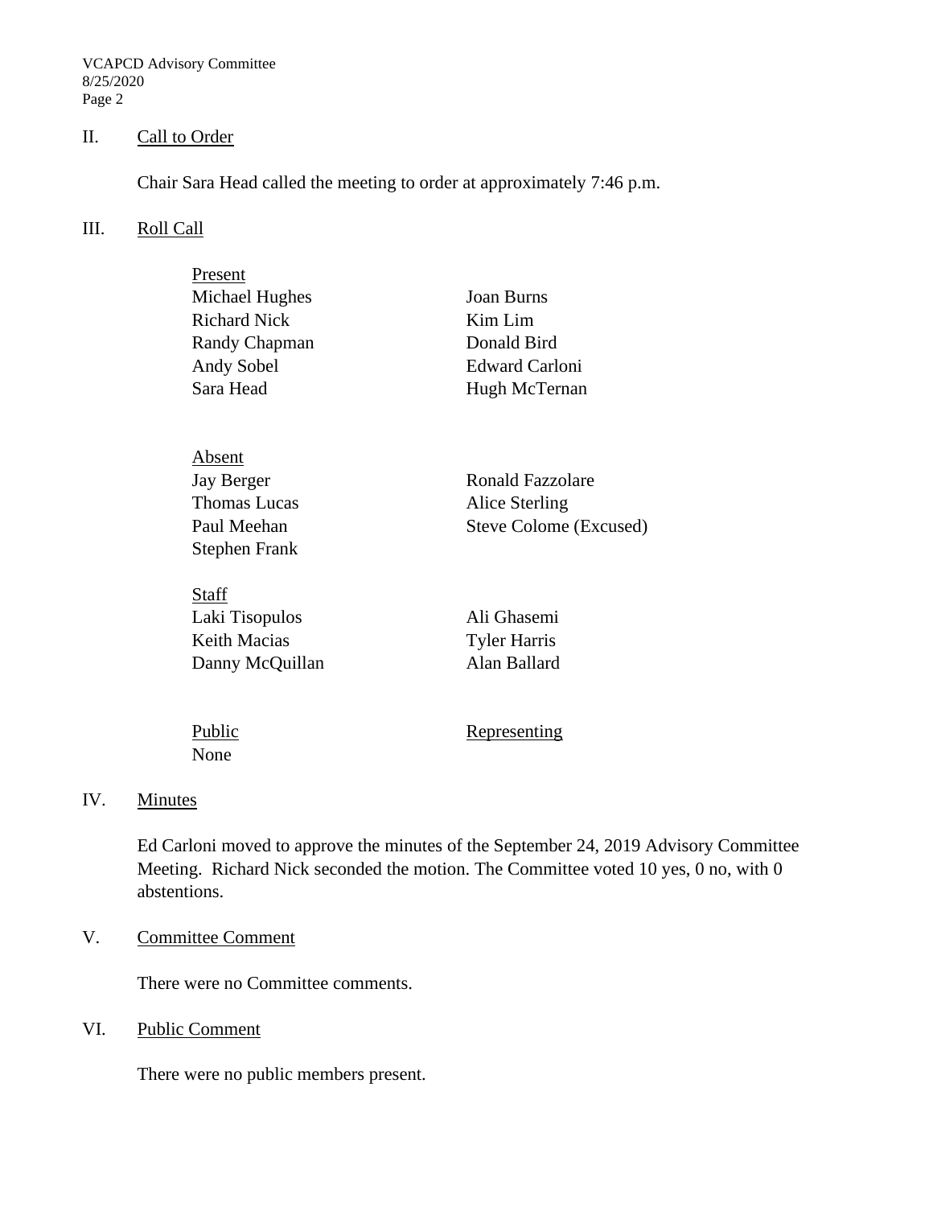## II. Call to Order

Chair Sara Head called the meeting to order at approximately 7:46 p.m.

## III. Roll Call

Present

| | |
|---|---|
| Michael Hughes | Joan Burns |
| Richard Nick | Kim Lim |
| Randy Chapman | Donald Bird |
| Andy Sobel | Edward Carloni |
| Sara Head | Hugh McTernan |

Absent

| | |
|---|---|
| Jay Berger | Ronald Fazzolare |
| Thomas Lucas | Alice Sterling |
| Paul Meehan | Steve Colome (Excused) |
| Stephen Frank | |

Staff

| | |
|---|---|
| Laki Tisopulos | Ali Ghasemi |
| Keith Macias | Tyler Harris |
| Danny McQuillan | Alan Ballard |

| Public | Representing |
|---|---|
| None | |

## IV. Minutes

Ed Carloni moved to approve the minutes of the September 24, 2019 Advisory Committee Meeting. Richard Nick seconded the motion. The Committee voted 10 yes, 0 no, with 0 abstentions.

## V. Committee Comment

There were no Committee comments.

## VI. Public Comment

There were no public members present.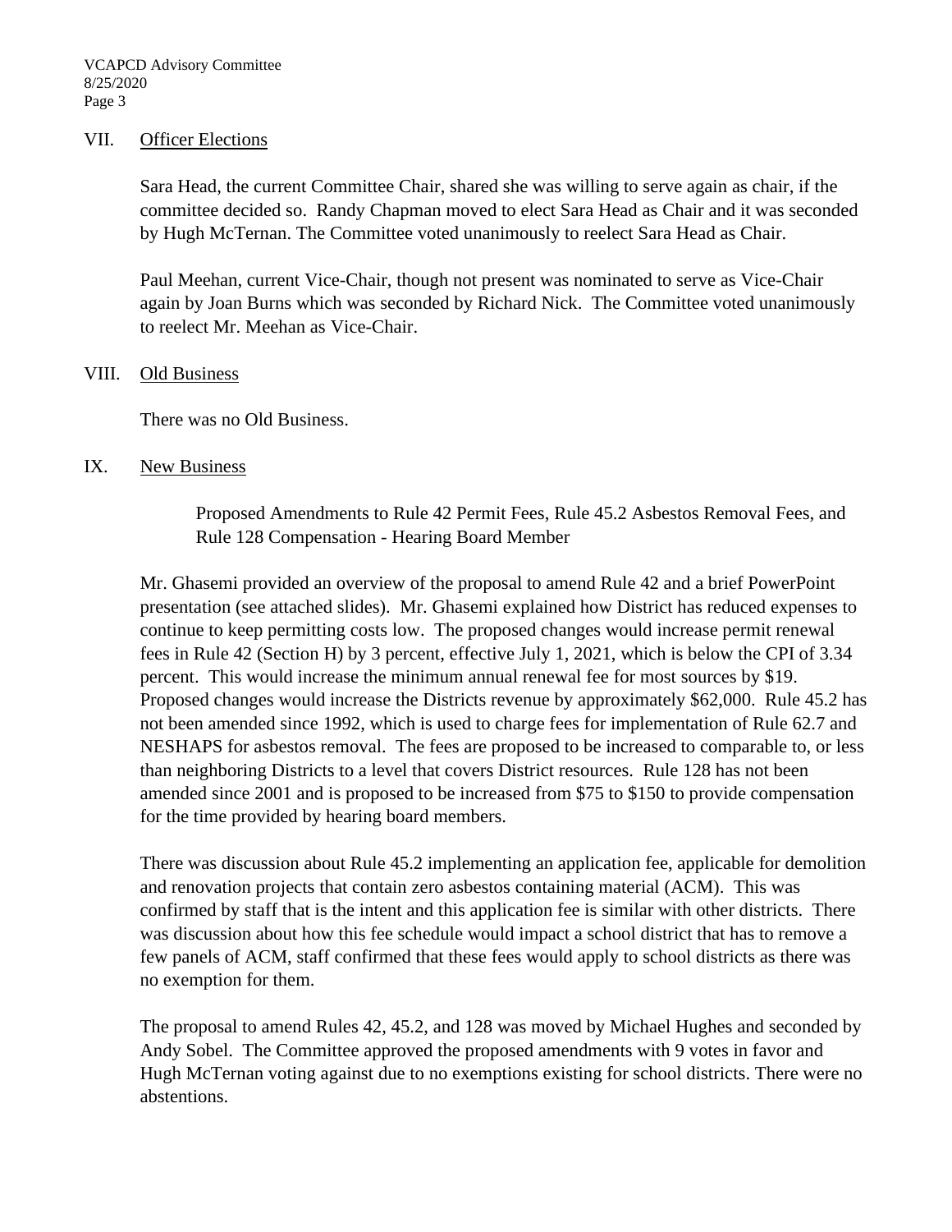## VII. Officer Elections

Sara Head, the current Committee Chair, shared she was willing to serve again as chair, if the committee decided so. Randy Chapman moved to elect Sara Head as Chair and it was seconded by Hugh McTernan. The Committee voted unanimously to reelect Sara Head as Chair.

Paul Meehan, current Vice-Chair, though not present was nominated to serve as Vice-Chair again by Joan Burns which was seconded by Richard Nick. The Committee voted unanimously to reelect Mr. Meehan as Vice-Chair.

## VIII. Old Business

There was no Old Business.

## IX. New Business

Proposed Amendments to Rule 42 Permit Fees, Rule 45.2 Asbestos Removal Fees, and Rule 128 Compensation - Hearing Board Member

Mr. Ghasemi provided an overview of the proposal to amend Rule 42 and a brief PowerPoint presentation (see attached slides). Mr. Ghasemi explained how District has reduced expenses to continue to keep permitting costs low. The proposed changes would increase permit renewal fees in Rule 42 (Section H) by 3 percent, effective July 1, 2021, which is below the CPI of 3.34 percent. This would increase the minimum annual renewal fee for most sources by $19. Proposed changes would increase the Districts revenue by approximately $62,000. Rule 45.2 has not been amended since 1992, which is used to charge fees for implementation of Rule 62.7 and NESHAPS for asbestos removal. The fees are proposed to be increased to comparable to, or less than neighboring Districts to a level that covers District resources. Rule 128 has not been amended since 2001 and is proposed to be increased from $75 to $150 to provide compensation for the time provided by hearing board members.

There was discussion about Rule 45.2 implementing an application fee, applicable for demolition and renovation projects that contain zero asbestos containing material (ACM). This was confirmed by staff that is the intent and this application fee is similar with other districts. There was discussion about how this fee schedule would impact a school district that has to remove a few panels of ACM, staff confirmed that these fees would apply to school districts as there was no exemption for them.

The proposal to amend Rules 42, 45.2, and 128 was moved by Michael Hughes and seconded by Andy Sobel. The Committee approved the proposed amendments with 9 votes in favor and Hugh McTernan voting against due to no exemptions existing for school districts. There were no abstentions.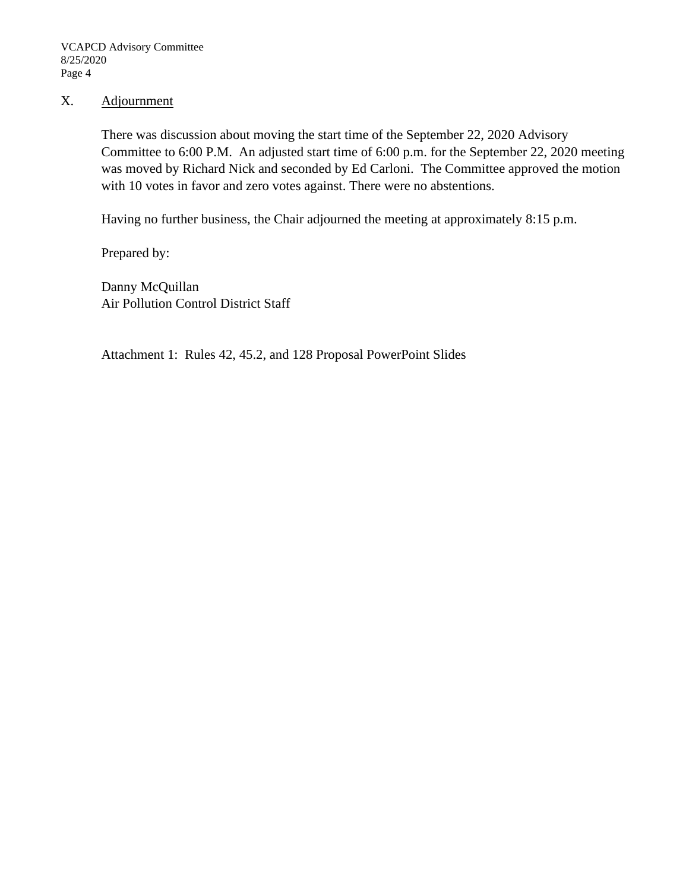## X. Adjournment

There was discussion about moving the start time of the September 22, 2020 Advisory Committee to 6:00 P.M. An adjusted start time of 6:00 p.m. for the September 22, 2020 meeting was moved by Richard Nick and seconded by Ed Carloni. The Committee approved the motion with 10 votes in favor and zero votes against. There were no abstentions.

Having no further business, the Chair adjourned the meeting at approximately 8:15 p.m.

Prepared by:

Danny McQuillan
Air Pollution Control District Staff

Attachment 1: Rules 42, 45.2, and 128 Proposal PowerPoint Slides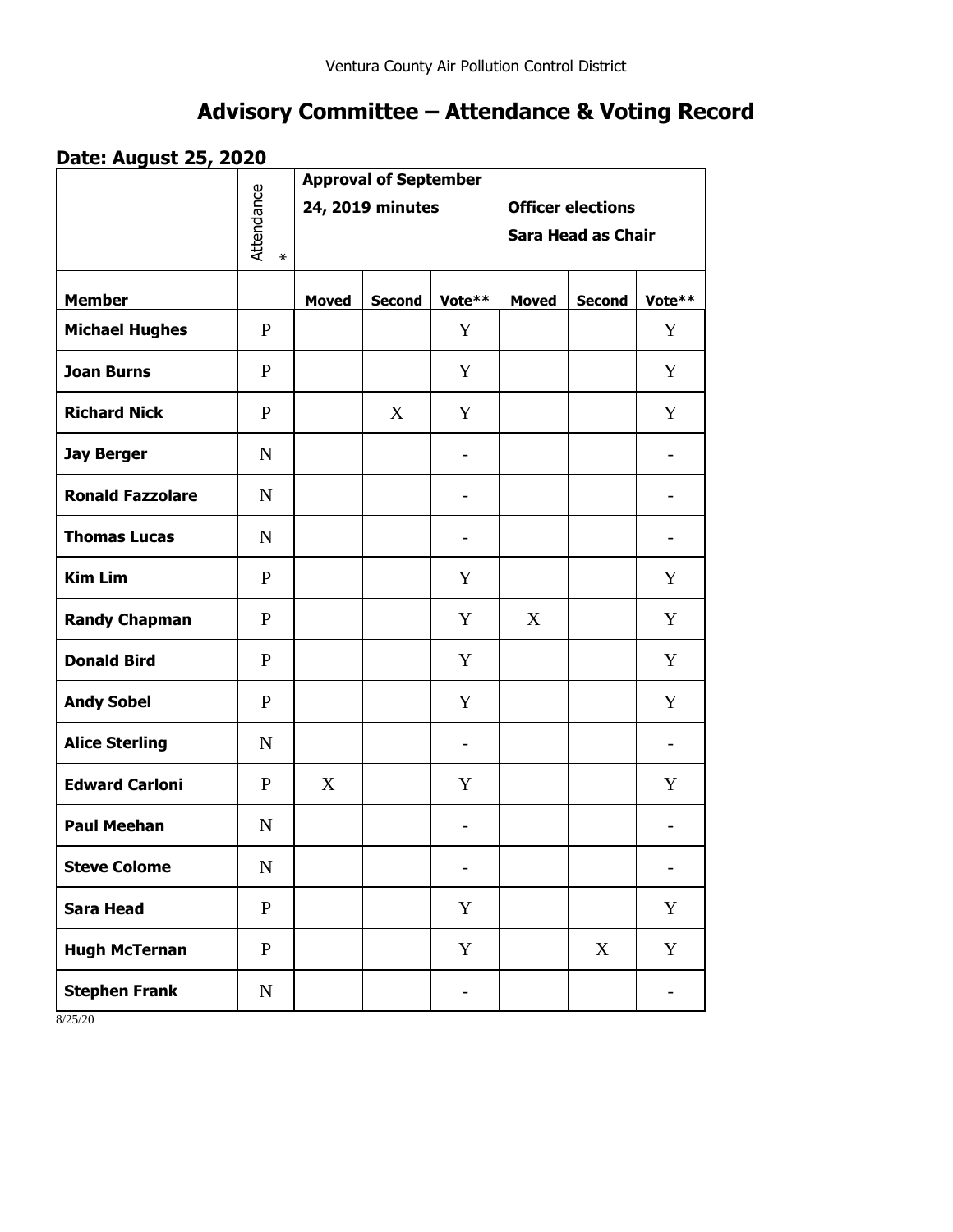Ventura County Air Pollution Control District

# Advisory Committee – Attendance & Voting Record

## Date: August 25, 2020

| | Attendance * | Approval of September 24, 2019 minutes | | | Officer elections Sara Head as Chair | | |
|---|---|---|---|---|---|---|---|
| **Member** | | **Moved** | **Second** | **Vote**** | **Moved** | **Second** | **Vote**** |
| **Michael Hughes** | P | | | Y | | | Y |
| **Joan Burns** | P | | | Y | | | Y |
| **Richard Nick** | P | | X | Y | | | Y |
| **Jay Berger** | N | | | - | | | - |
| **Ronald Fazzolare** | N | | | - | | | - |
| **Thomas Lucas** | N | | | - | | | - |
| **Kim Lim** | P | | | Y | | | Y |
| **Randy Chapman** | P | | | Y | X | | Y |
| **Donald Bird** | P | | | Y | | | Y |
| **Andy Sobel** | P | | | Y | | | Y |
| **Alice Sterling** | N | | | - | | | - |
| **Edward Carloni** | P | X | | Y | | | Y |
| **Paul Meehan** | N | | | - | | | - |
| **Steve Colome** | N | | | - | | | - |
| **Sara Head** | P | | | Y | | | Y |
| **Hugh McTernan** | P | | | Y | | X | Y |
| **Stephen Frank** | N | | | - | | | - |

8/25/20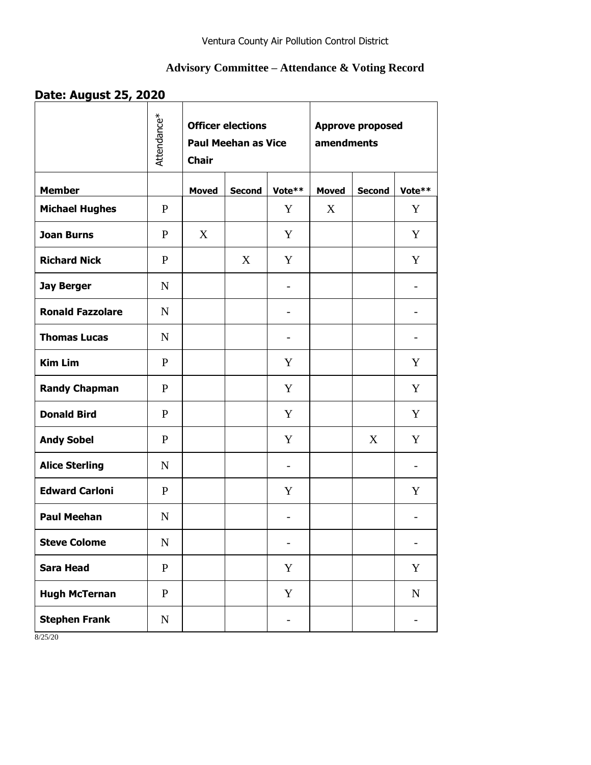Ventura County Air Pollution Control District

## Advisory Committee – Attendance & Voting Record

### Date: August 25, 2020

| | Attendance* | Officer elections Paul Meehan as Vice Chair | | | Approve proposed amendments | | |
|---|---|---|---|---|---|---|---|
| **Member** | | **Moved** | **Second** | **Vote**** | **Moved** | **Second** | **Vote**** |
| **Michael Hughes** | P | | | Y | X | | Y |
| **Joan Burns** | P | X | | Y | | | Y |
| **Richard Nick** | P | | X | Y | | | Y |
| **Jay Berger** | N | | | - | | | - |
| **Ronald Fazzolare** | N | | | - | | | - |
| **Thomas Lucas** | N | | | - | | | - |
| **Kim Lim** | P | | | Y | | | Y |
| **Randy Chapman** | P | | | Y | | | Y |
| **Donald Bird** | P | | | Y | | | Y |
| **Andy Sobel** | P | | | Y | | X | Y |
| **Alice Sterling** | N | | | - | | | - |
| **Edward Carloni** | P | | | Y | | | Y |
| **Paul Meehan** | N | | | - | | | - |
| **Steve Colome** | N | | | - | | | - |
| **Sara Head** | P | | | Y | | | Y |
| **Hugh McTernan** | P | | | Y | | | N |
| **Stephen Frank** | N | | | - | | | - |

8/25/20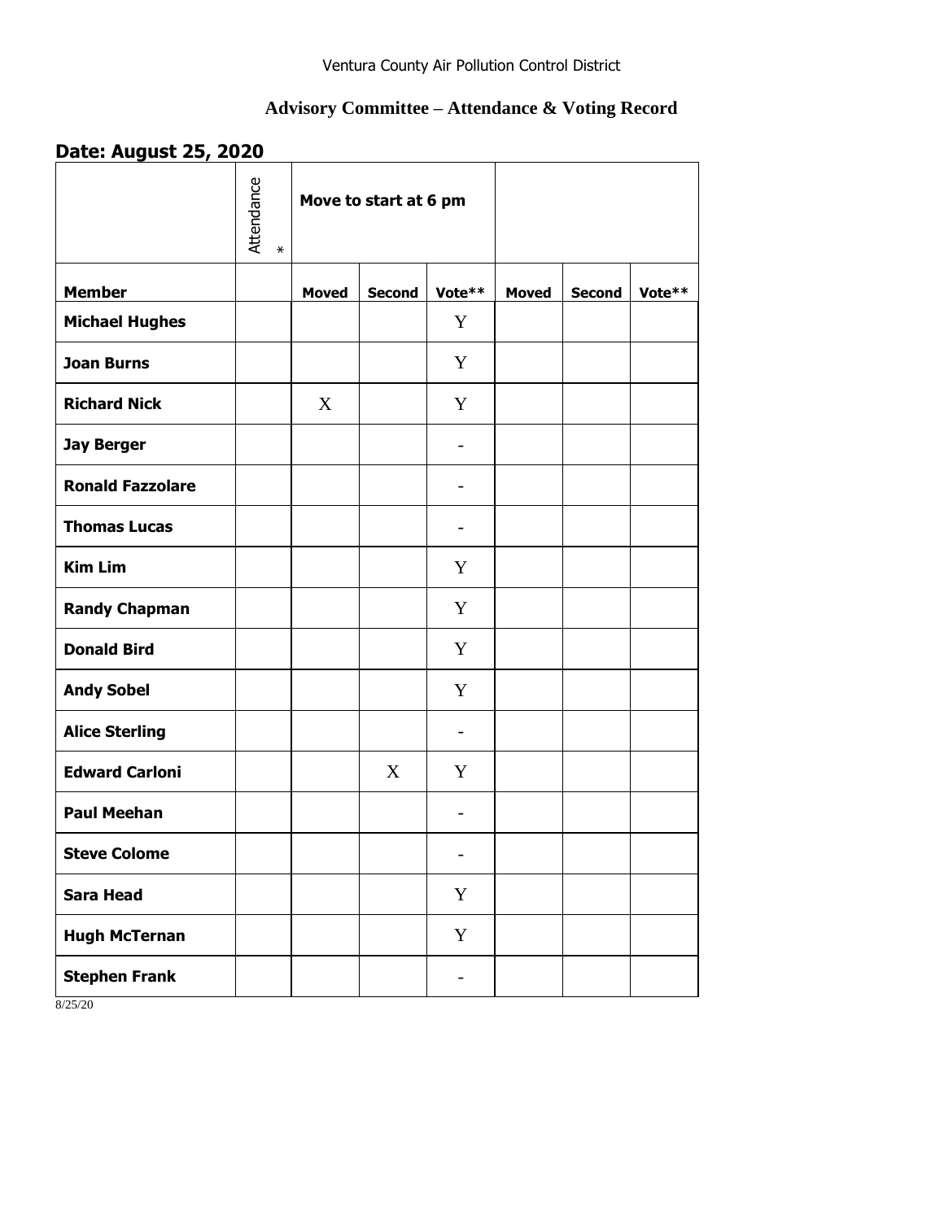Ventura County Air Pollution Control District

## Advisory Committee – Attendance & Voting Record

### Date: August 25, 2020

| | Attendance * | Move to start at 6 pm | | | | | |
|---|---|---|---|---|---|---|---|
| **Member** | | **Moved** | **Second** | **Vote**** | **Moved** | **Second** | **Vote**** |
| **Michael Hughes** | | | | Y | | | |
| **Joan Burns** | | | | Y | | | |
| **Richard Nick** | | X | | Y | | | |
| **Jay Berger** | | | | - | | | |
| **Ronald Fazzolare** | | | | - | | | |
| **Thomas Lucas** | | | | - | | | |
| **Kim Lim** | | | | Y | | | |
| **Randy Chapman** | | | | Y | | | |
| **Donald Bird** | | | | Y | | | |
| **Andy Sobel** | | | | Y | | | |
| **Alice Sterling** | | | | - | | | |
| **Edward Carloni** | | | X | Y | | | |
| **Paul Meehan** | | | | - | | | |
| **Steve Colome** | | | | - | | | |
| **Sara Head** | | | | Y | | | |
| **Hugh McTernan** | | | | Y | | | |
| **Stephen Frank** | | | | - | | | |

8/25/20